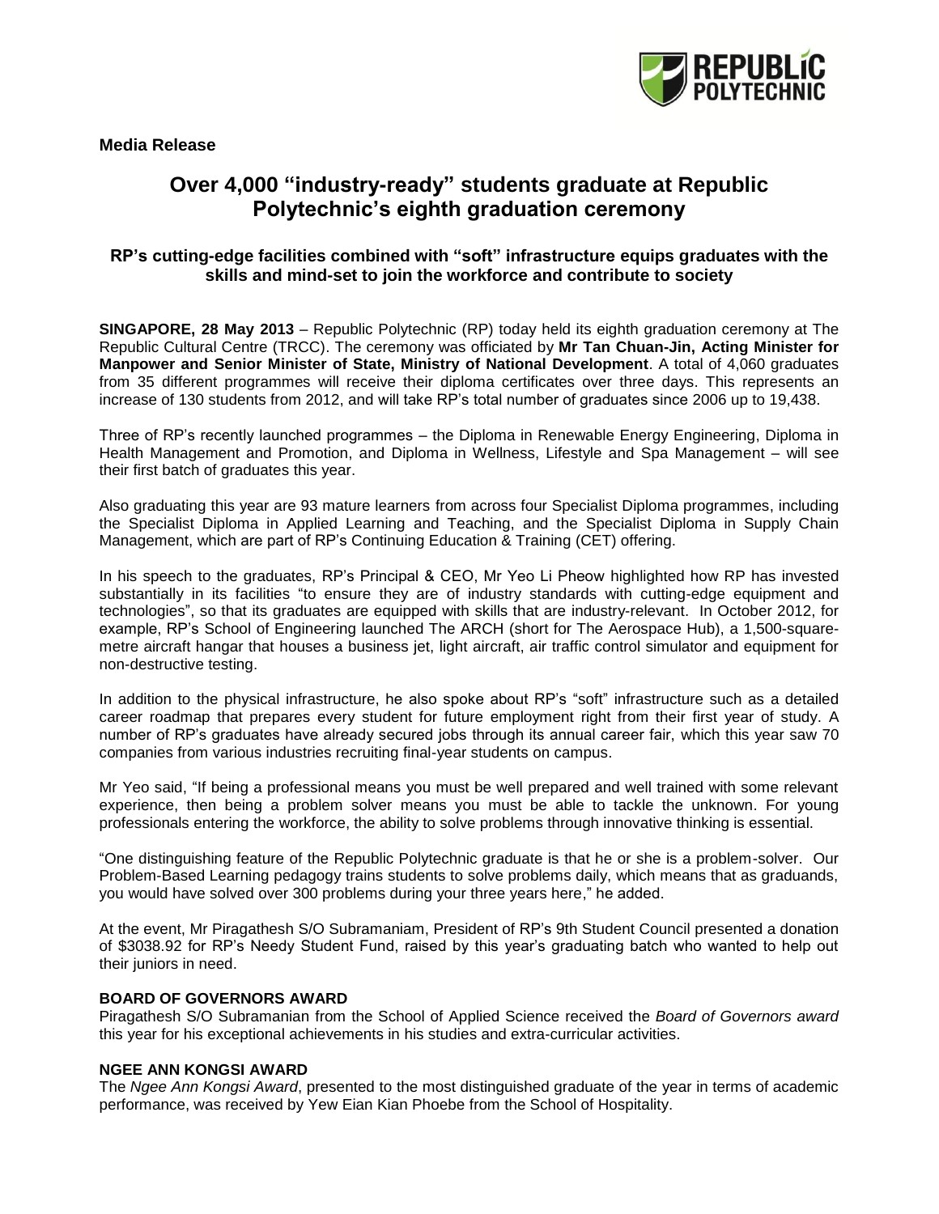**Media Release**

# Over 4,000 "industry-ready" students graduate at Republic Polytechnic's eighth graduation ceremony

## RP's cutting-edge facilities combined with "soft" infrastructure equips graduates with the skills and mind-set to join the workforce and contribute to society

**SINGAPORE, 28 May 2013** – Republic Polytechnic (RP) today held its eighth graduation ceremony at The Republic Cultural Centre (TRCC). The ceremony was officiated by **Mr Tan Chuan-Jin, Acting Minister for Manpower and Senior Minister of State, Ministry of National Development**. A total of 4,060 graduates from 35 different programmes will receive their diploma certificates over three days. This represents an increase of 130 students from 2012, and will take RP's total number of graduates since 2006 up to 19,438.

Three of RP's recently launched programmes – the Diploma in Renewable Energy Engineering, Diploma in Health Management and Promotion, and Diploma in Wellness, Lifestyle and Spa Management – will see their first batch of graduates this year.

Also graduating this year are 93 mature learners from across four Specialist Diploma programmes, including the Specialist Diploma in Applied Learning and Teaching, and the Specialist Diploma in Supply Chain Management, which are part of RP's Continuing Education & Training (CET) offering.

In his speech to the graduates, RP's Principal & CEO, Mr Yeo Li Pheow highlighted how RP has invested substantially in its facilities "to ensure they are of industry standards with cutting-edge equipment and technologies", so that its graduates are equipped with skills that are industry-relevant. In October 2012, for example, RP's School of Engineering launched The ARCH (short for The Aerospace Hub), a 1,500-square-metre aircraft hangar that houses a business jet, light aircraft, air traffic control simulator and equipment for non-destructive testing.

In addition to the physical infrastructure, he also spoke about RP's "soft" infrastructure such as a detailed career roadmap that prepares every student for future employment right from their first year of study. A number of RP's graduates have already secured jobs through its annual career fair, which this year saw 70 companies from various industries recruiting final-year students on campus.

Mr Yeo said, "If being a professional means you must be well prepared and well trained with some relevant experience, then being a problem solver means you must be able to tackle the unknown. For young professionals entering the workforce, the ability to solve problems through innovative thinking is essential.

"One distinguishing feature of the Republic Polytechnic graduate is that he or she is a problem-solver. Our Problem-Based Learning pedagogy trains students to solve problems daily, which means that as graduands, you would have solved over 300 problems during your three years here," he added.

At the event, Mr Piragathesh S/O Subramaniam, President of RP's 9th Student Council presented a donation of $3038.92 for RP's Needy Student Fund, raised by this year's graduating batch who wanted to help out their juniors in need.

### BOARD OF GOVERNORS AWARD

Piragathesh S/O Subramanian from the School of Applied Science received the *Board of Governors award* this year for his exceptional achievements in his studies and extra-curricular activities.

### NGEE ANN KONGSI AWARD

The *Ngee Ann Kongsi Award*, presented to the most distinguished graduate of the year in terms of academic performance, was received by Yew Eian Kian Phoebe from the School of Hospitality.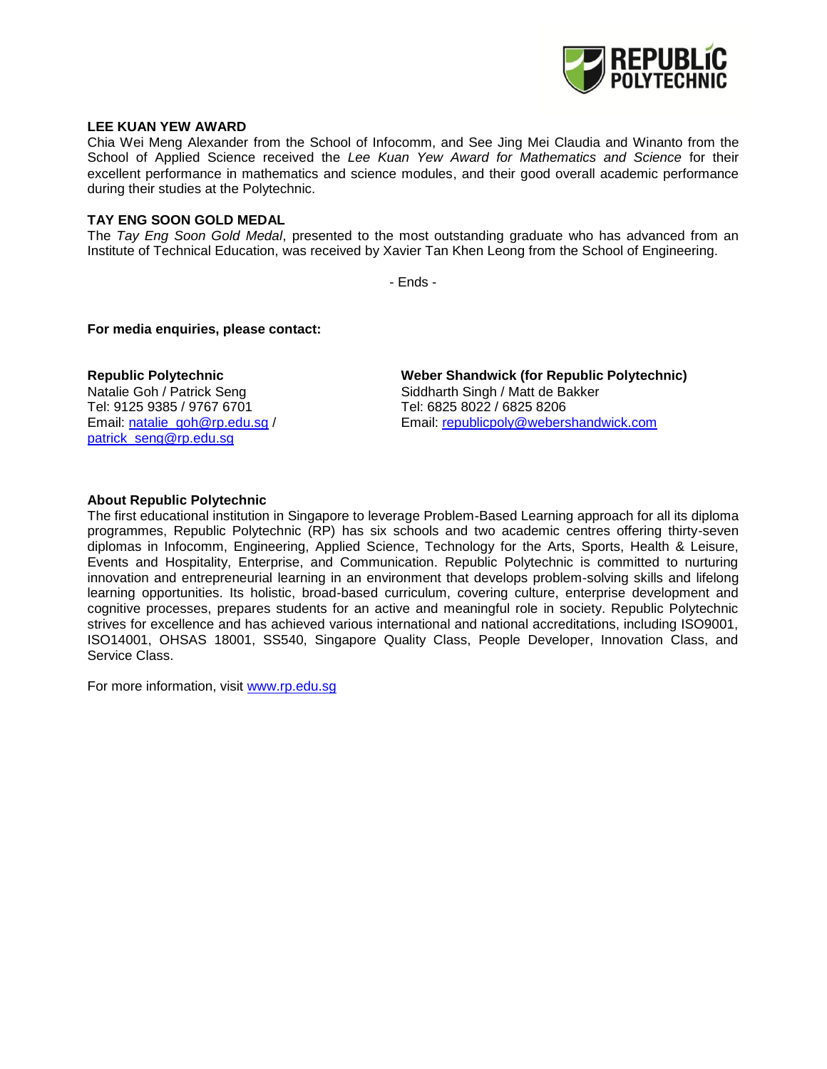**LEE KUAN YEW AWARD**

Chia Wei Meng Alexander from the School of Infocomm, and See Jing Mei Claudia and Winanto from the School of Applied Science received the *Lee Kuan Yew Award for Mathematics and Science* for their excellent performance in mathematics and science modules, and their good overall academic performance during their studies at the Polytechnic.

**TAY ENG SOON GOLD MEDAL**

The *Tay Eng Soon Gold Medal*, presented to the most outstanding graduate who has advanced from an Institute of Technical Education, was received by Xavier Tan Khen Leong from the School of Engineering.

- Ends -

**For media enquiries, please contact:**

**Republic Polytechnic**
Natalie Goh / Patrick Seng
Tel: 9125 9385 / 9767 6701
Email: natalie_goh@rp.edu.sg / patrick_seng@rp.edu.sg

**Weber Shandwick (for Republic Polytechnic)**
Siddharth Singh / Matt de Bakker
Tel: 6825 8022 / 6825 8206
Email: republicpoly@webershandwick.com

**About Republic Polytechnic**

The first educational institution in Singapore to leverage Problem-Based Learning approach for all its diploma programmes, Republic Polytechnic (RP) has six schools and two academic centres offering thirty-seven diplomas in Infocomm, Engineering, Applied Science, Technology for the Arts, Sports, Health & Leisure, Events and Hospitality, Enterprise, and Communication. Republic Polytechnic is committed to nurturing innovation and entrepreneurial learning in an environment that develops problem-solving skills and lifelong learning opportunities. Its holistic, broad-based curriculum, covering culture, enterprise development and cognitive processes, prepares students for an active and meaningful role in society. Republic Polytechnic strives for excellence and has achieved various international and national accreditations, including ISO9001, ISO14001, OHSAS 18001, SS540, Singapore Quality Class, People Developer, Innovation Class, and Service Class.

For more information, visit www.rp.edu.sg